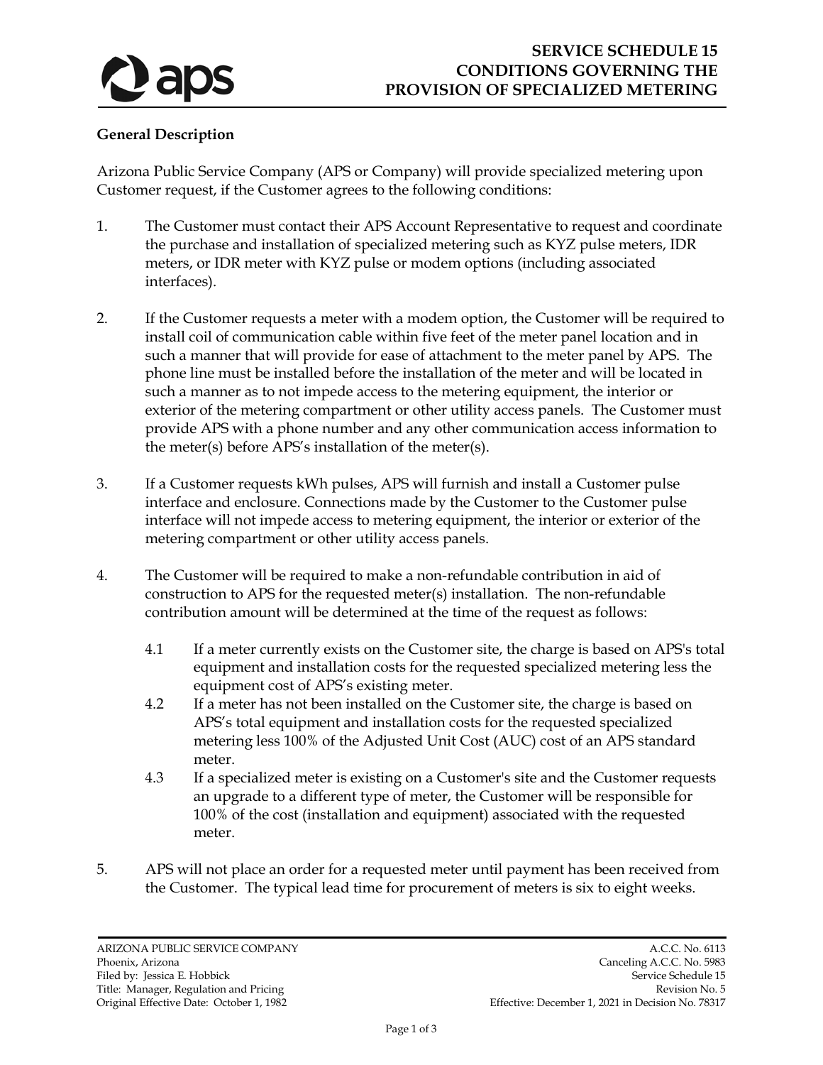# SERVICE SCHEDULE 15
# CONDITIONS GOVERNING THE PROVISION OF SPECIALIZED METERING

**General Description**

Arizona Public Service Company (APS or Company) will provide specialized metering upon Customer request, if the Customer agrees to the following conditions:

1. The Customer must contact their APS Account Representative to request and coordinate the purchase and installation of specialized metering such as KYZ pulse meters, IDR meters, or IDR meter with KYZ pulse or modem options (including associated interfaces).

2. If the Customer requests a meter with a modem option, the Customer will be required to install coil of communication cable within five feet of the meter panel location and in such a manner that will provide for ease of attachment to the meter panel by APS. The phone line must be installed before the installation of the meter and will be located in such a manner as to not impede access to the metering equipment, the interior or exterior of the metering compartment or other utility access panels. The Customer must provide APS with a phone number and any other communication access information to the meter(s) before APS's installation of the meter(s).

3. If a Customer requests kWh pulses, APS will furnish and install a Customer pulse interface and enclosure. Connections made by the Customer to the Customer pulse interface will not impede access to metering equipment, the interior or exterior of the metering compartment or other utility access panels.

4. The Customer will be required to make a non-refundable contribution in aid of construction to APS for the requested meter(s) installation. The non-refundable contribution amount will be determined at the time of the request as follows:

    4.1 If a meter currently exists on the Customer site, the charge is based on APS's total equipment and installation costs for the requested specialized metering less the equipment cost of APS's existing meter.

    4.2 If a meter has not been installed on the Customer site, the charge is based on APS's total equipment and installation costs for the requested specialized metering less 100% of the Adjusted Unit Cost (AUC) cost of an APS standard meter.

    4.3 If a specialized meter is existing on a Customer's site and the Customer requests an upgrade to a different type of meter, the Customer will be responsible for 100% of the cost (installation and equipment) associated with the requested meter.

5. APS will not place an order for a requested meter until payment has been received from the Customer. The typical lead time for procurement of meters is six to eight weeks.

ARIZONA PUBLIC SERVICE COMPANY
Phoenix, Arizona
Filed by: Jessica E. Hobbick
Title: Manager, Regulation and Pricing
Original Effective Date: October 1, 1982

A.C.C. No. 6113
Canceling A.C.C. No. 5983
Service Schedule 15
Revision No. 5
Effective: December 1, 2021 in Decision No. 78317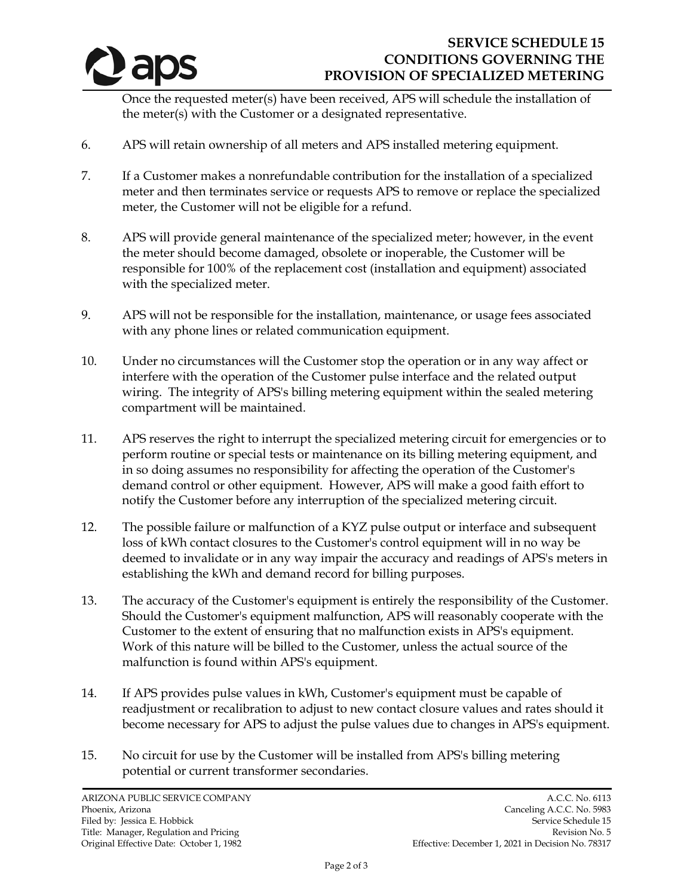Once the requested meter(s) have been received, APS will schedule the installation of the meter(s) with the Customer or a designated representative.

6. APS will retain ownership of all meters and APS installed metering equipment.

7. If a Customer makes a nonrefundable contribution for the installation of a specialized meter and then terminates service or requests APS to remove or replace the specialized meter, the Customer will not be eligible for a refund.

8. APS will provide general maintenance of the specialized meter; however, in the event the meter should become damaged, obsolete or inoperable, the Customer will be responsible for 100% of the replacement cost (installation and equipment) associated with the specialized meter.

9. APS will not be responsible for the installation, maintenance, or usage fees associated with any phone lines or related communication equipment.

10. Under no circumstances will the Customer stop the operation or in any way affect or interfere with the operation of the Customer pulse interface and the related output wiring. The integrity of APS's billing metering equipment within the sealed metering compartment will be maintained.

11. APS reserves the right to interrupt the specialized metering circuit for emergencies or to perform routine or special tests or maintenance on its billing metering equipment, and in so doing assumes no responsibility for affecting the operation of the Customer's demand control or other equipment. However, APS will make a good faith effort to notify the Customer before any interruption of the specialized metering circuit.

12. The possible failure or malfunction of a KYZ pulse output or interface and subsequent loss of kWh contact closures to the Customer's control equipment will in no way be deemed to invalidate or in any way impair the accuracy and readings of APS's meters in establishing the kWh and demand record for billing purposes.

13. The accuracy of the Customer's equipment is entirely the responsibility of the Customer. Should the Customer's equipment malfunction, APS will reasonably cooperate with the Customer to the extent of ensuring that no malfunction exists in APS's equipment. Work of this nature will be billed to the Customer, unless the actual source of the malfunction is found within APS's equipment.

14. If APS provides pulse values in kWh, Customer's equipment must be capable of readjustment or recalibration to adjust to new contact closure values and rates should it become necessary for APS to adjust the pulse values due to changes in APS's equipment.

15. No circuit for use by the Customer will be installed from APS's billing metering potential or current transformer secondaries.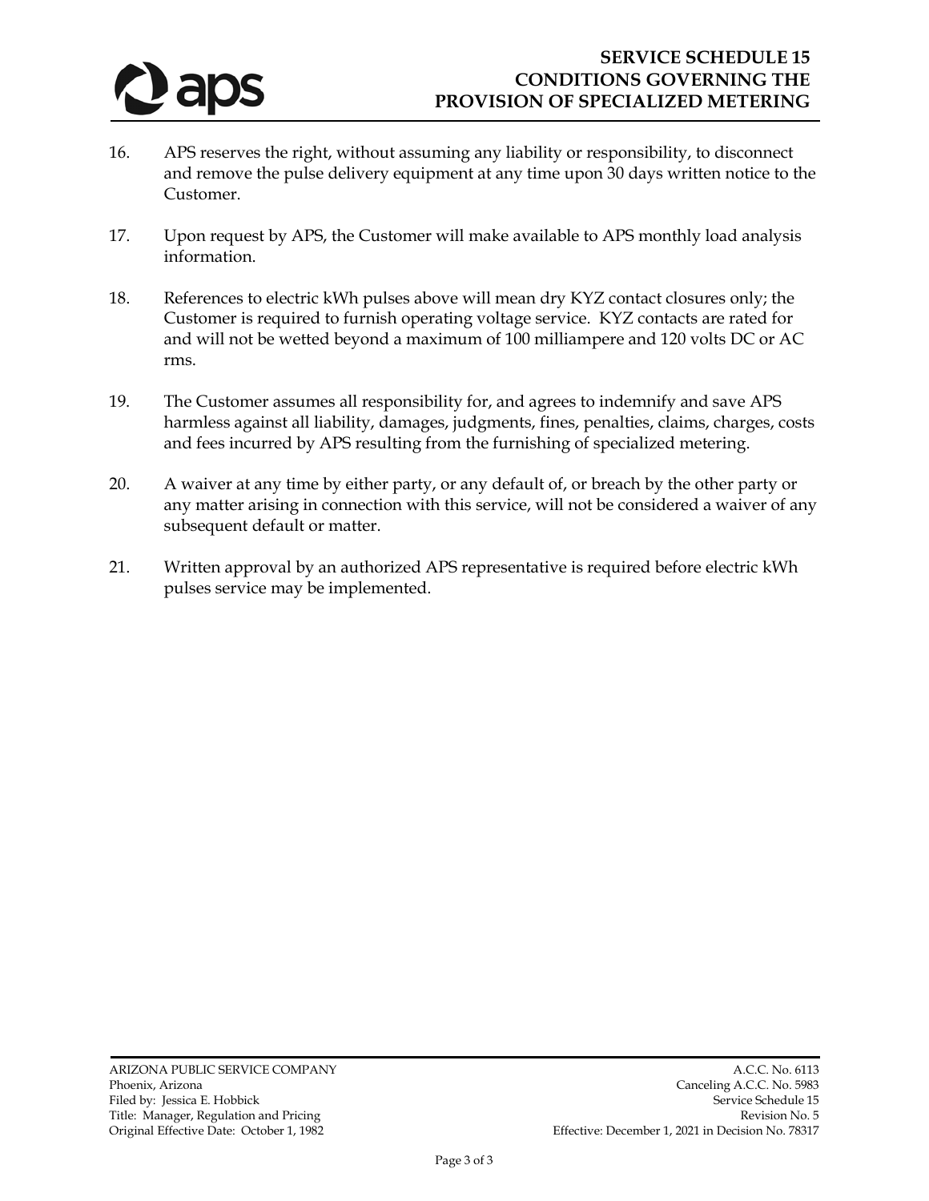16. APS reserves the right, without assuming any liability or responsibility, to disconnect and remove the pulse delivery equipment at any time upon 30 days written notice to the Customer.

17. Upon request by APS, the Customer will make available to APS monthly load analysis information.

18. References to electric kWh pulses above will mean dry KYZ contact closures only; the Customer is required to furnish operating voltage service. KYZ contacts are rated for and will not be wetted beyond a maximum of 100 milliampere and 120 volts DC or AC rms.

19. The Customer assumes all responsibility for, and agrees to indemnify and save APS harmless against all liability, damages, judgments, fines, penalties, claims, charges, costs and fees incurred by APS resulting from the furnishing of specialized metering.

20. A waiver at any time by either party, or any default of, or breach by the other party or any matter arising in connection with this service, will not be considered a waiver of any subsequent default or matter.

21. Written approval by an authorized APS representative is required before electric kWh pulses service may be implemented.